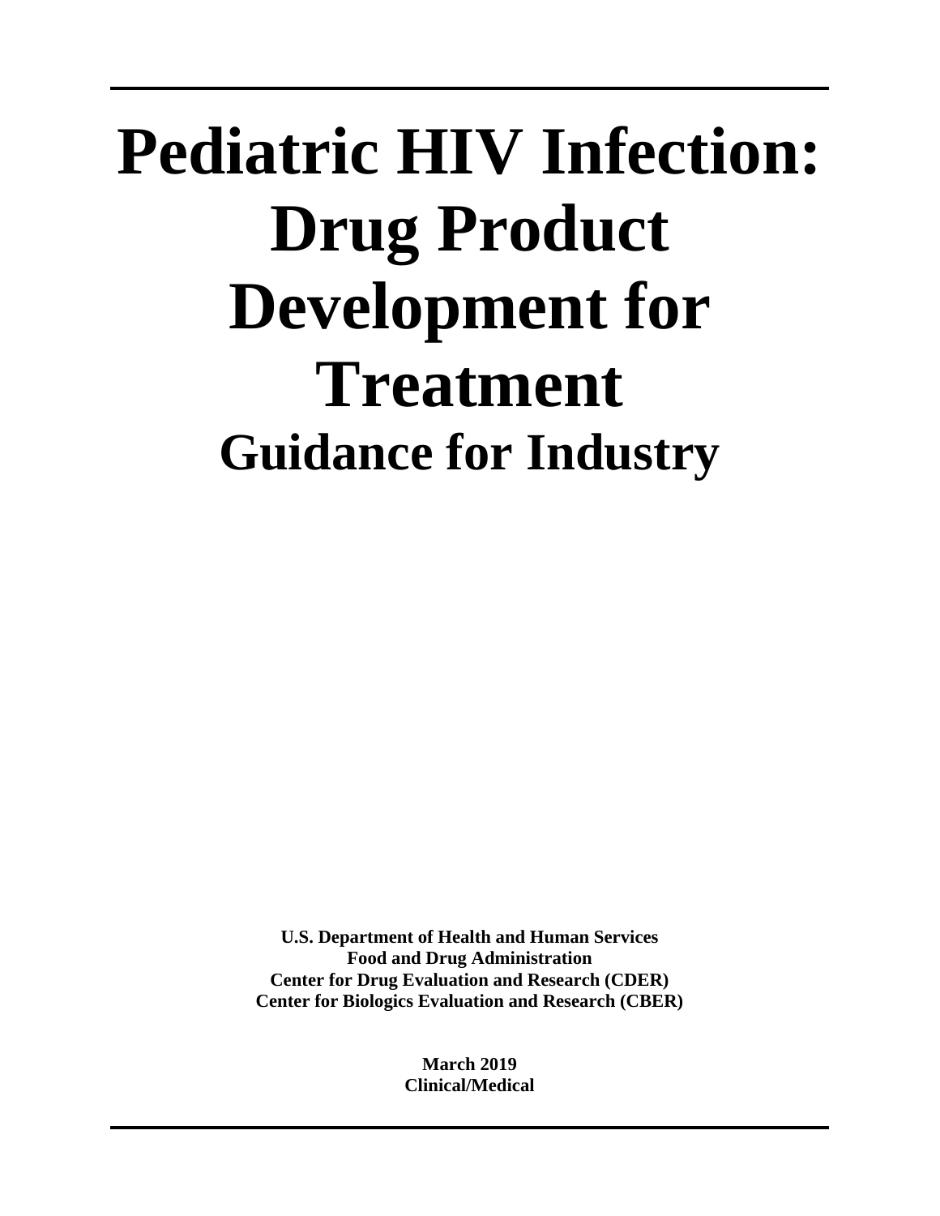# Pediatric HIV Infection: Drug Product Development for Treatment

## Guidance for Industry

**U.S. Department of Health and Human Services**
**Food and Drug Administration**
**Center for Drug Evaluation and Research (CDER)**
**Center for Biologics Evaluation and Research (CBER)**

**March 2019**
**Clinical/Medical**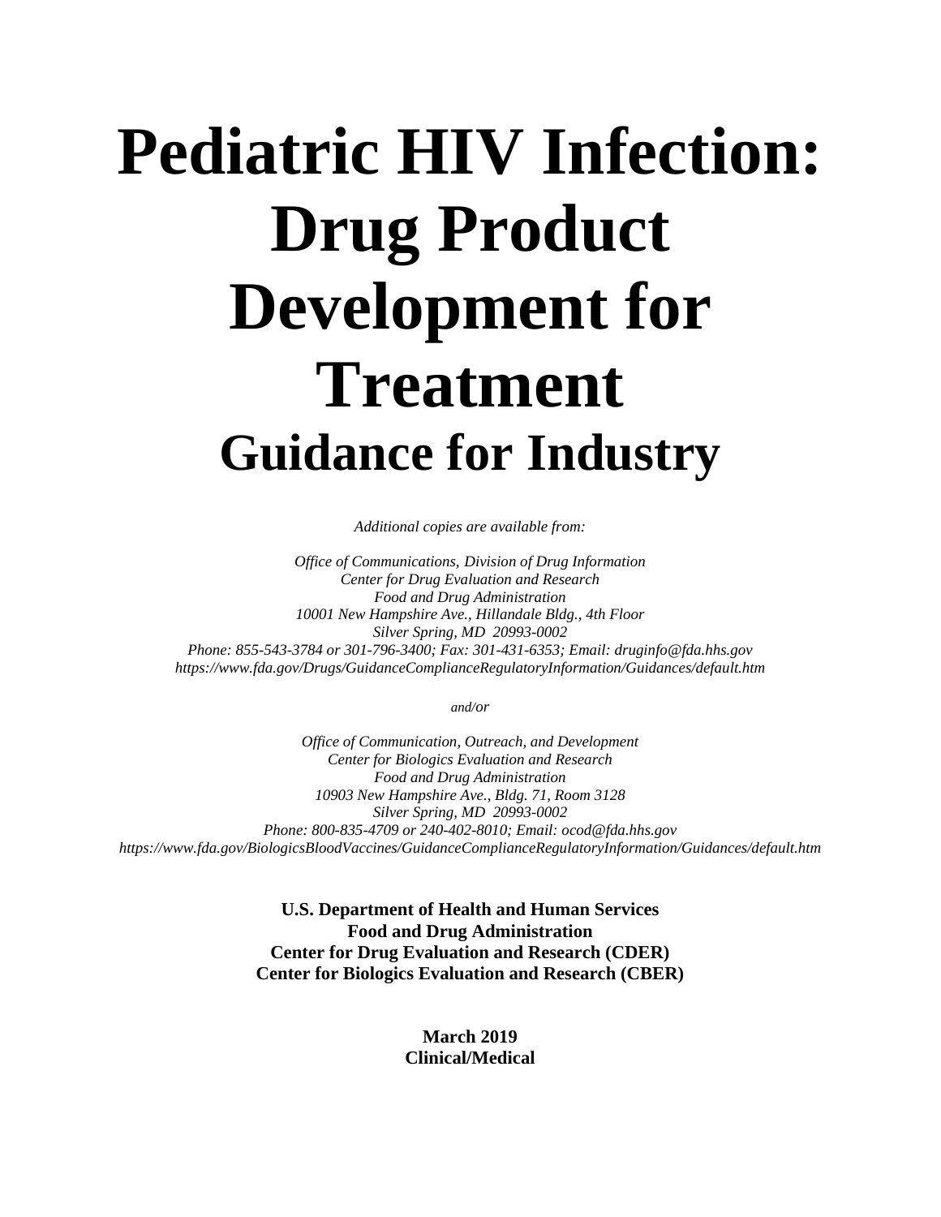# Pediatric HIV Infection: Drug Product Development for Treatment

## Guidance for Industry

*Additional copies are available from:*

*Office of Communications, Division of Drug Information*
*Center for Drug Evaluation and Research*
*Food and Drug Administration*
*10001 New Hampshire Ave., Hillandale Bldg., 4th Floor*
*Silver Spring, MD 20993-0002*
*Phone: 855-543-3784 or 301-796-3400; Fax: 301-431-6353; Email: druginfo@fda.hhs.gov*
*https://www.fda.gov/Drugs/GuidanceComplianceRegulatoryInformation/Guidances/default.htm*

*and/or*

*Office of Communication, Outreach, and Development*
*Center for Biologics Evaluation and Research*
*Food and Drug Administration*
*10903 New Hampshire Ave., Bldg. 71, Room 3128*
*Silver Spring, MD 20993-0002*
*Phone: 800-835-4709 or 240-402-8010; Email: ocod@fda.hhs.gov*
*https://www.fda.gov/BiologicsBloodVaccines/GuidanceComplianceRegulatoryInformation/Guidances/default.htm*

**U.S. Department of Health and Human Services**
**Food and Drug Administration**
**Center for Drug Evaluation and Research (CDER)**
**Center for Biologics Evaluation and Research (CBER)**

**March 2019**
**Clinical/Medical**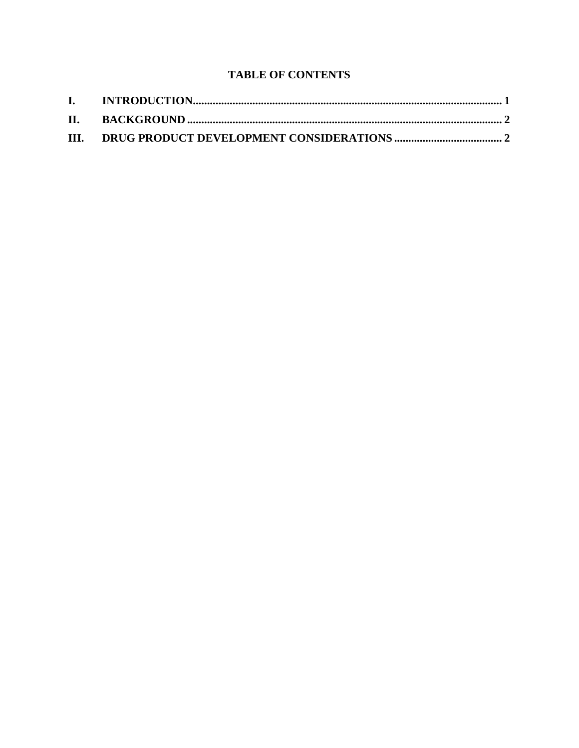## TABLE OF CONTENTS

**I. INTRODUCTION............................................................................................................. 1**

**II. BACKGROUND .............................................................................................................. 2**

**III. DRUG PRODUCT DEVELOPMENT CONSIDERATIONS ...................................... 2**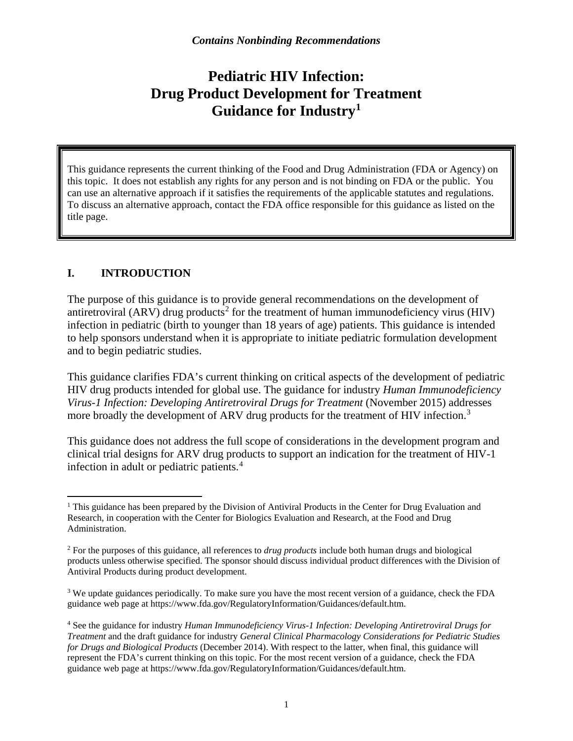*Contains Nonbinding Recommendations*

# Pediatric HIV Infection: Drug Product Development for Treatment Guidance for Industry[1]

This guidance represents the current thinking of the Food and Drug Administration (FDA or Agency) on this topic. It does not establish any rights for any person and is not binding on FDA or the public. You can use an alternative approach if it satisfies the requirements of the applicable statutes and regulations. To discuss an alternative approach, contact the FDA office responsible for this guidance as listed on the title page.

## I. INTRODUCTION

The purpose of this guidance is to provide general recommendations on the development of antiretroviral (ARV) drug products[2] for the treatment of human immunodeficiency virus (HIV) infection in pediatric (birth to younger than 18 years of age) patients. This guidance is intended to help sponsors understand when it is appropriate to initiate pediatric formulation development and to begin pediatric studies.

This guidance clarifies FDA's current thinking on critical aspects of the development of pediatric HIV drug products intended for global use. The guidance for industry *Human Immunodeficiency Virus-1 Infection: Developing Antiretroviral Drugs for Treatment* (November 2015) addresses more broadly the development of ARV drug products for the treatment of HIV infection.[3]

This guidance does not address the full scope of considerations in the development program and clinical trial designs for ARV drug products to support an indication for the treatment of HIV-1 infection in adult or pediatric patients.[4]

---

[1] This guidance has been prepared by the Division of Antiviral Products in the Center for Drug Evaluation and Research, in cooperation with the Center for Biologics Evaluation and Research, at the Food and Drug Administration.

[2] For the purposes of this guidance, all references to *drug products* include both human drugs and biological products unless otherwise specified. The sponsor should discuss individual product differences with the Division of Antiviral Products during product development.

[3] We update guidances periodically. To make sure you have the most recent version of a guidance, check the FDA guidance web page at https://www.fda.gov/RegulatoryInformation/Guidances/default.htm.

[4] See the guidance for industry *Human Immunodeficiency Virus-1 Infection: Developing Antiretroviral Drugs for Treatment* and the draft guidance for industry *General Clinical Pharmacology Considerations for Pediatric Studies for Drugs and Biological Products* (December 2014). With respect to the latter, when final, this guidance will represent the FDA's current thinking on this topic. For the most recent version of a guidance, check the FDA guidance web page at https://www.fda.gov/RegulatoryInformation/Guidances/default.htm.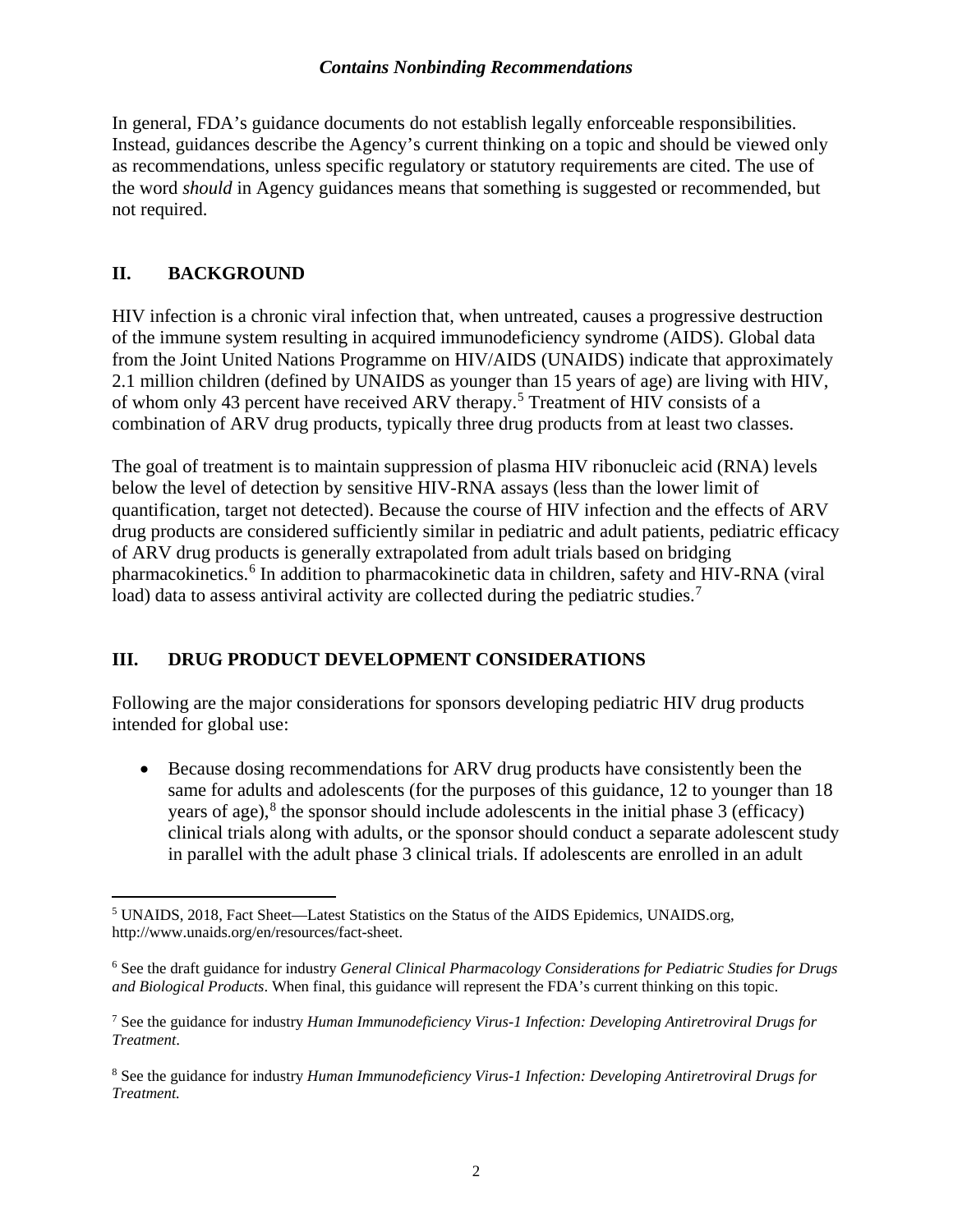In general, FDA's guidance documents do not establish legally enforceable responsibilities. Instead, guidances describe the Agency's current thinking on a topic and should be viewed only as recommendations, unless specific regulatory or statutory requirements are cited. The use of the word *should* in Agency guidances means that something is suggested or recommended, but not required.

## II. BACKGROUND

HIV infection is a chronic viral infection that, when untreated, causes a progressive destruction of the immune system resulting in acquired immunodeficiency syndrome (AIDS). Global data from the Joint United Nations Programme on HIV/AIDS (UNAIDS) indicate that approximately 2.1 million children (defined by UNAIDS as younger than 15 years of age) are living with HIV, of whom only 43 percent have received ARV therapy.[5] Treatment of HIV consists of a combination of ARV drug products, typically three drug products from at least two classes.

The goal of treatment is to maintain suppression of plasma HIV ribonucleic acid (RNA) levels below the level of detection by sensitive HIV-RNA assays (less than the lower limit of quantification, target not detected). Because the course of HIV infection and the effects of ARV drug products are considered sufficiently similar in pediatric and adult patients, pediatric efficacy of ARV drug products is generally extrapolated from adult trials based on bridging pharmacokinetics.[6] In addition to pharmacokinetic data in children, safety and HIV-RNA (viral load) data to assess antiviral activity are collected during the pediatric studies.[7]

## III. DRUG PRODUCT DEVELOPMENT CONSIDERATIONS

Following are the major considerations for sponsors developing pediatric HIV drug products intended for global use:

- Because dosing recommendations for ARV drug products have consistently been the same for adults and adolescents (for the purposes of this guidance, 12 to younger than 18 years of age),[8] the sponsor should include adolescents in the initial phase 3 (efficacy) clinical trials along with adults, or the sponsor should conduct a separate adolescent study in parallel with the adult phase 3 clinical trials. If adolescents are enrolled in an adult

---

[5] UNAIDS, 2018, Fact Sheet—Latest Statistics on the Status of the AIDS Epidemics, UNAIDS.org, http://www.unaids.org/en/resources/fact-sheet.

[6] See the draft guidance for industry *General Clinical Pharmacology Considerations for Pediatric Studies for Drugs and Biological Products*. When final, this guidance will represent the FDA's current thinking on this topic.

[7] See the guidance for industry *Human Immunodeficiency Virus-1 Infection: Developing Antiretroviral Drugs for Treatment*.

[8] See the guidance for industry *Human Immunodeficiency Virus-1 Infection: Developing Antiretroviral Drugs for Treatment.*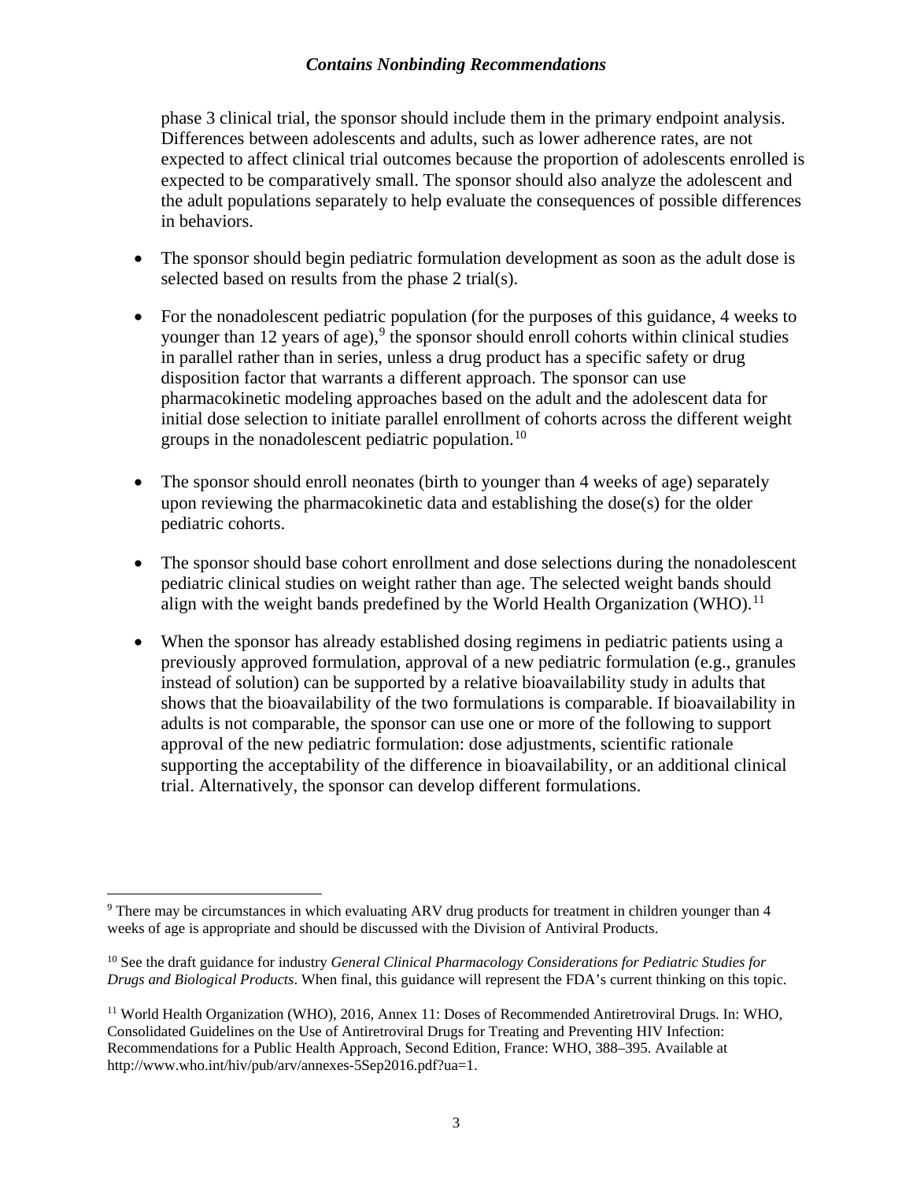phase 3 clinical trial, the sponsor should include them in the primary endpoint analysis. Differences between adolescents and adults, such as lower adherence rates, are not expected to affect clinical trial outcomes because the proportion of adolescents enrolled is expected to be comparatively small. The sponsor should also analyze the adolescent and the adult populations separately to help evaluate the consequences of possible differences in behaviors.

- The sponsor should begin pediatric formulation development as soon as the adult dose is selected based on results from the phase 2 trial(s).

- For the nonadolescent pediatric population (for the purposes of this guidance, 4 weeks to younger than 12 years of age),[9] the sponsor should enroll cohorts within clinical studies in parallel rather than in series, unless a drug product has a specific safety or drug disposition factor that warrants a different approach. The sponsor can use pharmacokinetic modeling approaches based on the adult and the adolescent data for initial dose selection to initiate parallel enrollment of cohorts across the different weight groups in the nonadolescent pediatric population.[10]

- The sponsor should enroll neonates (birth to younger than 4 weeks of age) separately upon reviewing the pharmacokinetic data and establishing the dose(s) for the older pediatric cohorts.

- The sponsor should base cohort enrollment and dose selections during the nonadolescent pediatric clinical studies on weight rather than age. The selected weight bands should align with the weight bands predefined by the World Health Organization (WHO).[11]

- When the sponsor has already established dosing regimens in pediatric patients using a previously approved formulation, approval of a new pediatric formulation (e.g., granules instead of solution) can be supported by a relative bioavailability study in adults that shows that the bioavailability of the two formulations is comparable. If bioavailability in adults is not comparable, the sponsor can use one or more of the following to support approval of the new pediatric formulation: dose adjustments, scientific rationale supporting the acceptability of the difference in bioavailability, or an additional clinical trial. Alternatively, the sponsor can develop different formulations.

---

[9] There may be circumstances in which evaluating ARV drug products for treatment in children younger than 4 weeks of age is appropriate and should be discussed with the Division of Antiviral Products.

[10] See the draft guidance for industry *General Clinical Pharmacology Considerations for Pediatric Studies for Drugs and Biological Products*. When final, this guidance will represent the FDA's current thinking on this topic.

[11] World Health Organization (WHO), 2016, Annex 11: Doses of Recommended Antiretroviral Drugs. In: WHO, Consolidated Guidelines on the Use of Antiretroviral Drugs for Treating and Preventing HIV Infection: Recommendations for a Public Health Approach, Second Edition, France: WHO, 388–395. Available at http://www.who.int/hiv/pub/arv/annexes-5Sep2016.pdf?ua=1.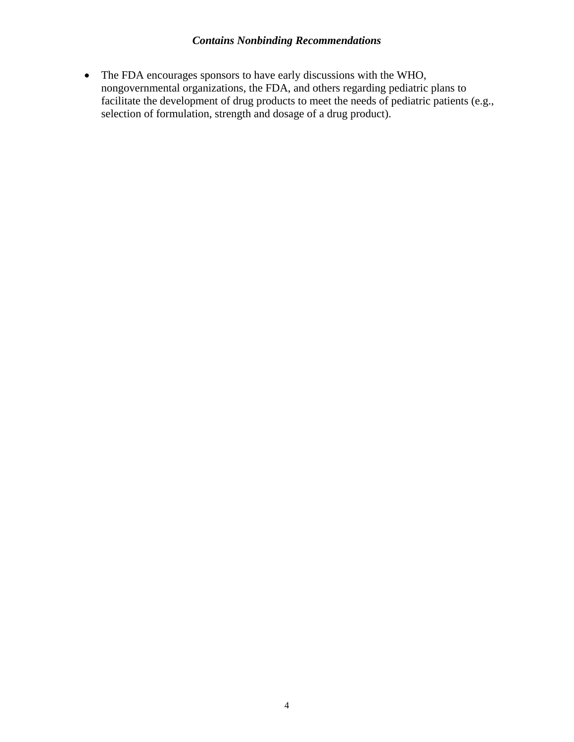- The FDA encourages sponsors to have early discussions with the WHO, nongovernmental organizations, the FDA, and others regarding pediatric plans to facilitate the development of drug products to meet the needs of pediatric patients (e.g., selection of formulation, strength and dosage of a drug product).